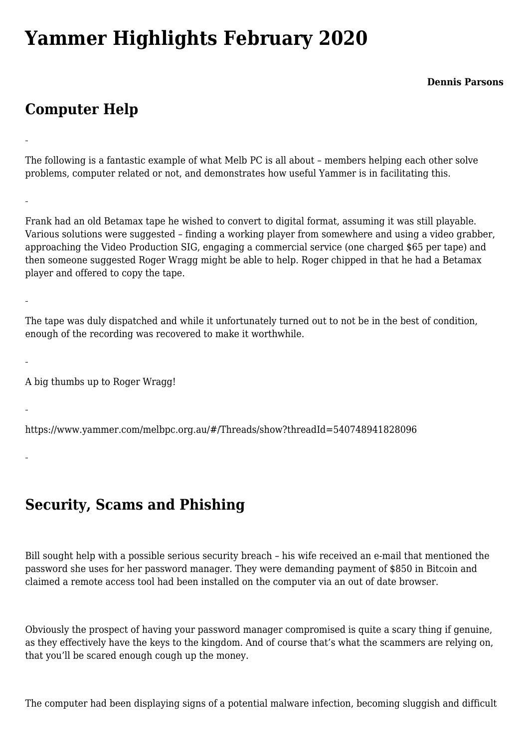# Yammer Highlights February 2020

**Dennis Parsons**

## Computer Help

The following is a fantastic example of what Melb PC is all about – members helping each other solve problems, computer related or not, and demonstrates how useful Yammer is in facilitating this.

Frank had an old Betamax tape he wished to convert to digital format, assuming it was still playable. Various solutions were suggested – finding a working player from somewhere and using a video grabber, approaching the Video Production SIG, engaging a commercial service (one charged $65 per tape) and then someone suggested Roger Wragg might be able to help. Roger chipped in that he had a Betamax player and offered to copy the tape.

The tape was duly dispatched and while it unfortunately turned out to not be in the best of condition, enough of the recording was recovered to make it worthwhile.

A big thumbs up to Roger Wragg!

https://www.yammer.com/melbpc.org.au/#/Threads/show?threadId=540748941828096

## Security, Scams and Phishing

Bill sought help with a possible serious security breach – his wife received an e-mail that mentioned the password she uses for her password manager. They were demanding payment of $850 in Bitcoin and claimed a remote access tool had been installed on the computer via an out of date browser.

Obviously the prospect of having your password manager compromised is quite a scary thing if genuine, as they effectively have the keys to the kingdom. And of course that's what the scammers are relying on, that you'll be scared enough cough up the money.

The computer had been displaying signs of a potential malware infection, becoming sluggish and difficult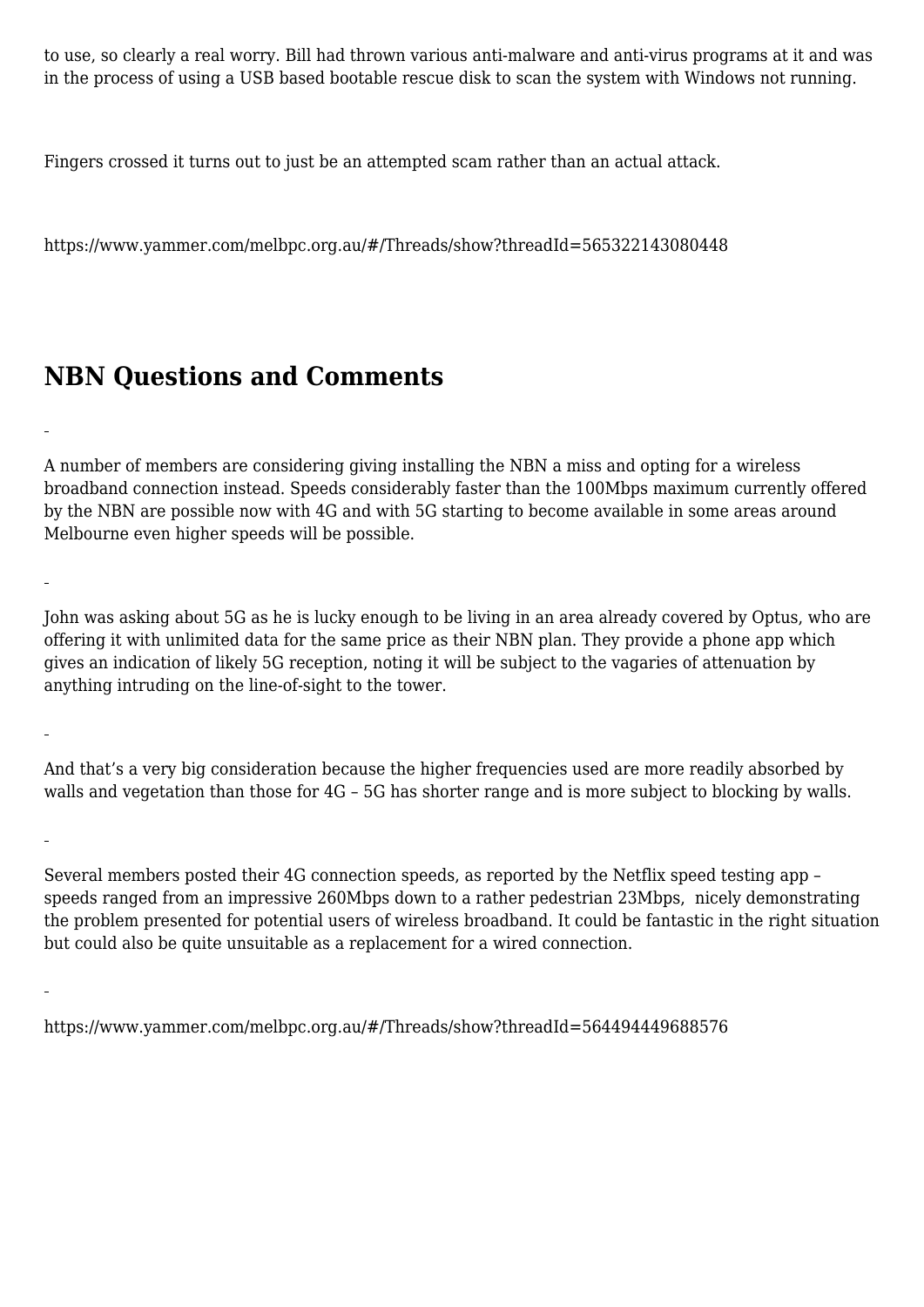to use, so clearly a real worry. Bill had thrown various anti-malware and anti-virus programs at it and was in the process of using a USB based bootable rescue disk to scan the system with Windows not running.

Fingers crossed it turns out to just be an attempted scam rather than an actual attack.

https://www.yammer.com/melbpc.org.au/#/Threads/show?threadId=565322143080448

## NBN Questions and Comments

A number of members are considering giving installing the NBN a miss and opting for a wireless broadband connection instead. Speeds considerably faster than the 100Mbps maximum currently offered by the NBN are possible now with 4G and with 5G starting to become available in some areas around Melbourne even higher speeds will be possible.

John was asking about 5G as he is lucky enough to be living in an area already covered by Optus, who are offering it with unlimited data for the same price as their NBN plan. They provide a phone app which gives an indication of likely 5G reception, noting it will be subject to the vagaries of attenuation by anything intruding on the line-of-sight to the tower.

And that's a very big consideration because the higher frequencies used are more readily absorbed by walls and vegetation than those for 4G – 5G has shorter range and is more subject to blocking by walls.

Several members posted their 4G connection speeds, as reported by the Netflix speed testing app – speeds ranged from an impressive 260Mbps down to a rather pedestrian 23Mbps, nicely demonstrating the problem presented for potential users of wireless broadband. It could be fantastic in the right situation but could also be quite unsuitable as a replacement for a wired connection.

https://www.yammer.com/melbpc.org.au/#/Threads/show?threadId=564494449688576